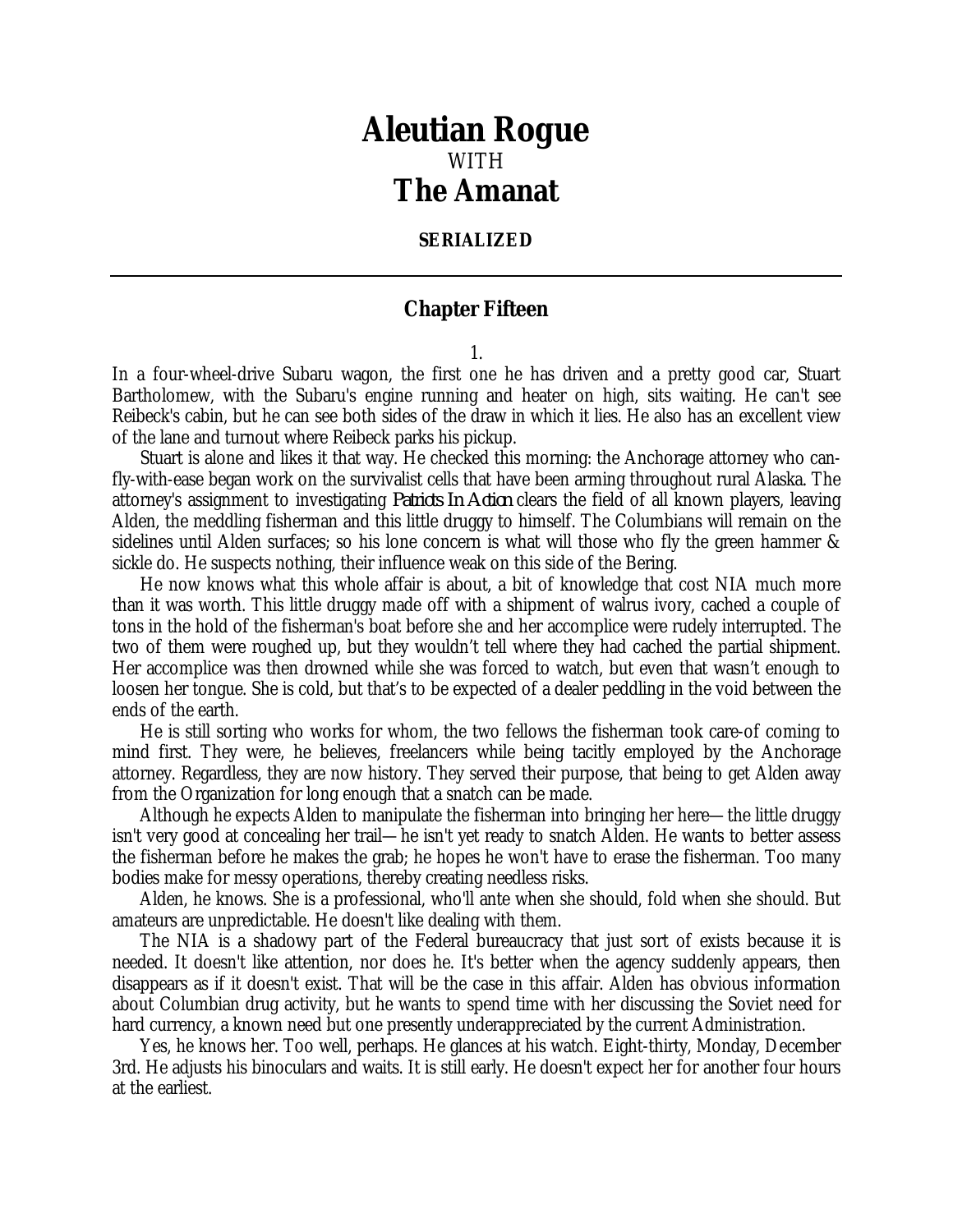# Aleutian Rogue

WITH

# The Amanat

**SERIALIZED**

---

## Chapter Fifteen

1.

In a four-wheel-drive Subaru wagon, the first one he has driven and a pretty good car, Stuart Bartholomew, with the Subaru's engine running and heater on high, sits waiting. He can't see Reibeck's cabin, but he can see both sides of the draw in which it lies. He also has an excellent view of the lane and turnout where Reibeck parks his pickup.

Stuart is alone and likes it that way. He checked this morning: the Anchorage attorney who can-fly-with-ease began work on the survivalist cells that have been arming throughout rural Alaska. The attorney's assignment to investigating *Patriots In Action* clears the field of all known players, leaving Alden, the meddling fisherman and this little druggy to himself. The Columbians will remain on the sidelines until Alden surfaces; so his lone concern is what will those who fly the green hammer & sickle do. He suspects nothing, their influence weak on this side of the Bering.

He now knows what this whole affair is about, a bit of knowledge that cost NIA much more than it was worth. This little druggy made off with a shipment of walrus ivory, cached a couple of tons in the hold of the fisherman's boat before she and her accomplice were rudely interrupted. The two of them were roughed up, but they wouldn't tell where they had cached the partial shipment. Her accomplice was then drowned while she was forced to watch, but even that wasn't enough to loosen her tongue. She is cold, but that's to be expected of a dealer peddling in the void between the ends of the earth.

He is still sorting who works for whom, the two fellows the fisherman took care-of coming to mind first. They were, he believes, freelancers while being tacitly employed by the Anchorage attorney. Regardless, they are now history. They served their purpose, that being to get Alden away from the Organization for long enough that a snatch can be made.

Although he expects Alden to manipulate the fisherman into bringing her here—the little druggy isn't very good at concealing her trail—he isn't yet ready to snatch Alden. He wants to better assess the fisherman before he makes the grab; he hopes he won't have to erase the fisherman. Too many bodies make for messy operations, thereby creating needless risks.

Alden, he knows. She is a professional, who'll ante when she should, fold when she should. But amateurs are unpredictable. He doesn't like dealing with them.

The NIA is a shadowy part of the Federal bureaucracy that just sort of exists because it is needed. It doesn't like attention, nor does he. It's better when the agency suddenly appears, then disappears as if it doesn't exist. That will be the case in this affair. Alden has obvious information about Columbian drug activity, but he wants to spend time with her discussing the Soviet need for hard currency, a known need but one presently underappreciated by the current Administration.

Yes, he knows her. Too well, perhaps. He glances at his watch. Eight-thirty, Monday, December 3rd. He adjusts his binoculars and waits. It is still early. He doesn't expect her for another four hours at the earliest.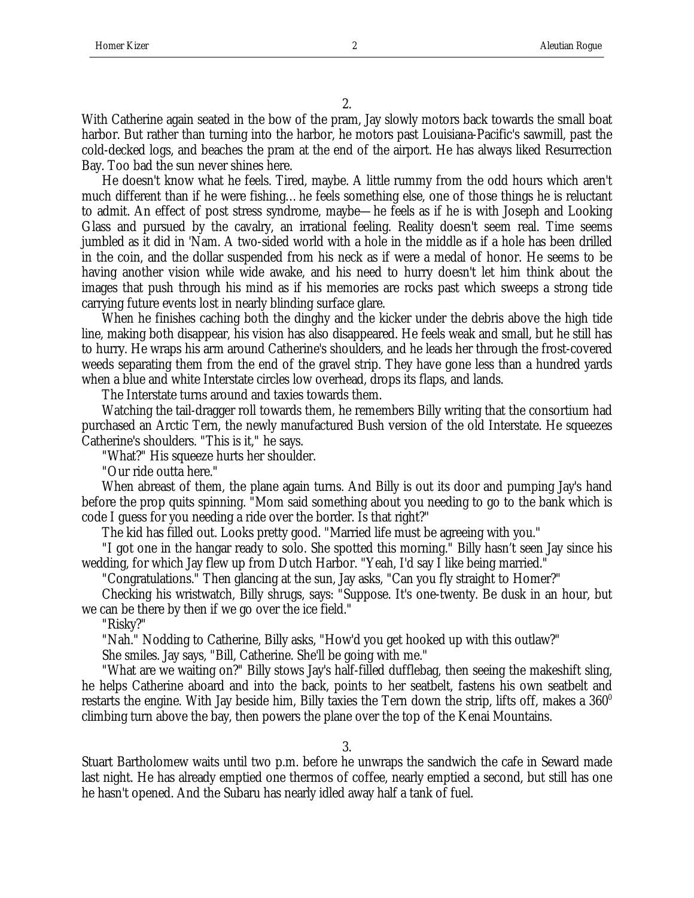2.

With Catherine again seated in the bow of the pram, Jay slowly motors back towards the small boat harbor. But rather than turning into the harbor, he motors past Louisiana-Pacific's sawmill, past the cold-decked logs, and beaches the pram at the end of the airport. He has always liked Resurrection Bay. Too bad the sun never shines here.

He doesn't know what he feels. Tired, maybe. A little rummy from the odd hours which aren't much different than if he were fishing… he feels something else, one of those things he is reluctant to admit. An effect of post stress syndrome, maybe—he feels as if he is with Joseph and Looking Glass and pursued by the cavalry, an irrational feeling. Reality doesn't seem real. Time seems jumbled as it did in 'Nam. A two-sided world with a hole in the middle as if a hole has been drilled in the coin, and the dollar suspended from his neck as if were a medal of honor. He seems to be having another vision while wide awake, and his need to hurry doesn't let him think about the images that push through his mind as if his memories are rocks past which sweeps a strong tide carrying future events lost in nearly blinding surface glare.

When he finishes caching both the dinghy and the kicker under the debris above the high tide line, making both disappear, his vision has also disappeared. He feels weak and small, but he still has to hurry. He wraps his arm around Catherine's shoulders, and he leads her through the frost-covered weeds separating them from the end of the gravel strip. They have gone less than a hundred yards when a blue and white Interstate circles low overhead, drops its flaps, and lands.

The Interstate turns around and taxies towards them.

Watching the tail-dragger roll towards them, he remembers Billy writing that the consortium had purchased an Arctic Tern, the newly manufactured Bush version of the old Interstate. He squeezes Catherine's shoulders. "This is it," he says.

"What?" His squeeze hurts her shoulder.

"Our ride outta here."

When abreast of them, the plane again turns. And Billy is out its door and pumping Jay's hand before the prop quits spinning. "Mom said something about you needing to go to the bank which is code I guess for you needing a ride over the border. Is that right?"

The kid has filled out. Looks pretty good. "Married life must be agreeing with you."

"I got one in the hangar ready to solo. She spotted this morning." Billy hasn't seen Jay since his wedding, for which Jay flew up from Dutch Harbor. "Yeah, I'd say I like being married."

"Congratulations." Then glancing at the sun, Jay asks, "Can you fly straight to Homer?"

Checking his wristwatch, Billy shrugs, says: "Suppose. It's one-twenty. Be dusk in an hour, but we can be there by then if we go over the ice field."

"Risky?"

"Nah." Nodding to Catherine, Billy asks, "How'd you get hooked up with this outlaw?"

She smiles. Jay says, "Bill, Catherine. She'll be going with me."

"What are we waiting on?" Billy stows Jay's half-filled dufflebag, then seeing the makeshift sling, he helps Catherine aboard and into the back, points to her seatbelt, fastens his own seatbelt and restarts the engine. With Jay beside him, Billy taxies the Tern down the strip, lifts off, makes a 360° climbing turn above the bay, then powers the plane over the top of the Kenai Mountains.

3.

Stuart Bartholomew waits until two p.m. before he unwraps the sandwich the cafe in Seward made last night. He has already emptied one thermos of coffee, nearly emptied a second, but still has one he hasn't opened. And the Subaru has nearly idled away half a tank of fuel.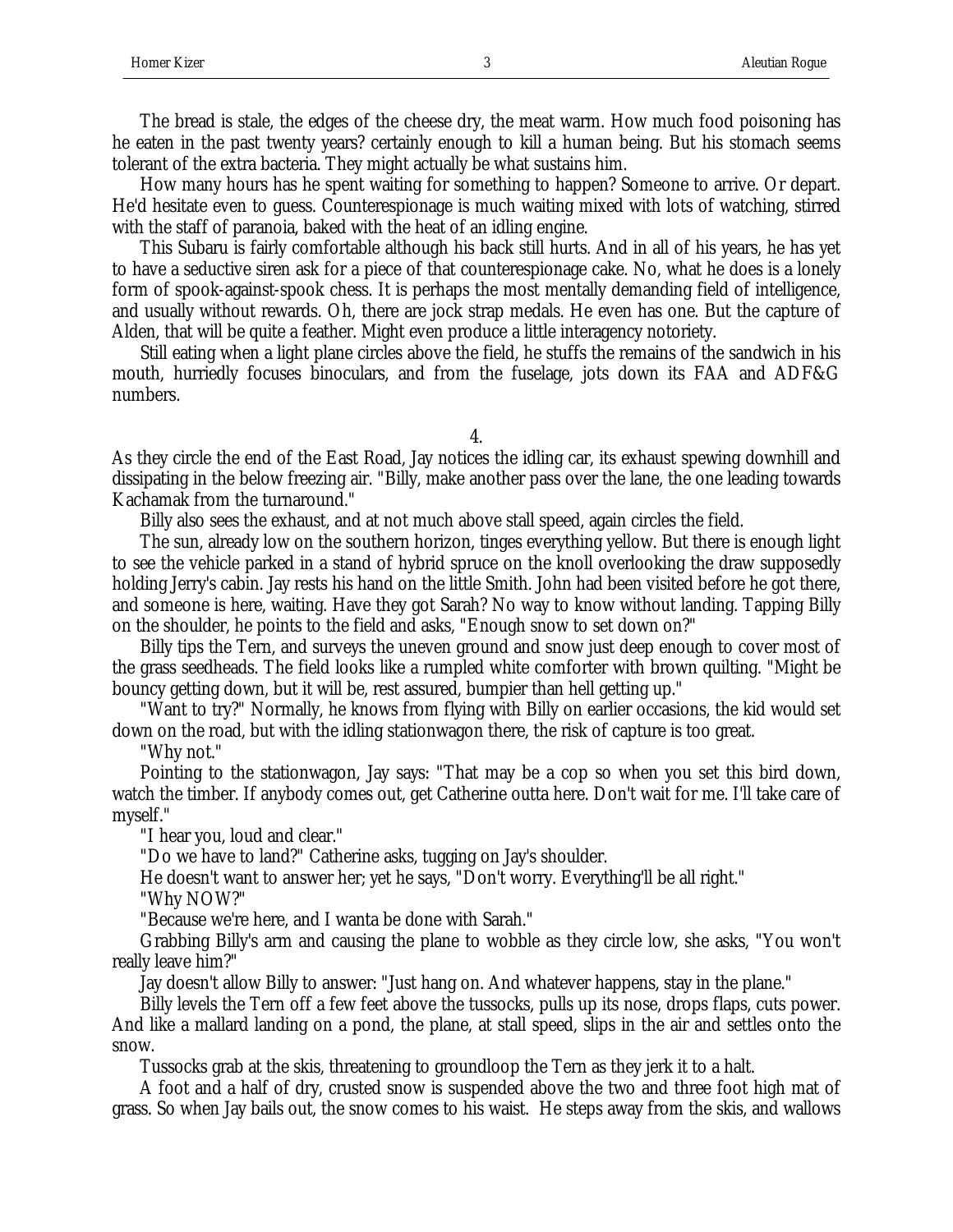The bread is stale, the edges of the cheese dry, the meat warm. How much food poisoning has he eaten in the past twenty years? certainly enough to kill a human being. But his stomach seems tolerant of the extra bacteria. They might actually be what sustains him.

How many hours has he spent waiting for something to happen? Someone to arrive. Or depart. He'd hesitate even to guess. Counterespionage is much waiting mixed with lots of watching, stirred with the staff of paranoia, baked with the heat of an idling engine.

This Subaru is fairly comfortable although his back still hurts. And in all of his years, he has yet to have a seductive siren ask for a piece of that counterespionage cake. No, what he does is a lonely form of spook-against-spook chess. It is perhaps the most mentally demanding field of intelligence, and usually without rewards. Oh, there are jock strap medals. He even has one. But the capture of Alden, that will be quite a feather. Might even produce a little interagency notoriety.

Still eating when a light plane circles above the field, he stuffs the remains of the sandwich in his mouth, hurriedly focuses binoculars, and from the fuselage, jots down its FAA and ADF&G numbers.

4.

As they circle the end of the East Road, Jay notices the idling car, its exhaust spewing downhill and dissipating in the below freezing air. "Billy, make another pass over the lane, the one leading towards Kachamak from the turnaround."

Billy also sees the exhaust, and at not much above stall speed, again circles the field.

The sun, already low on the southern horizon, tinges everything yellow. But there is enough light to see the vehicle parked in a stand of hybrid spruce on the knoll overlooking the draw supposedly holding Jerry's cabin. Jay rests his hand on the little Smith. John had been visited before he got there, and someone is here, waiting. Have they got Sarah? No way to know without landing. Tapping Billy on the shoulder, he points to the field and asks, "Enough snow to set down on?"

Billy tips the Tern, and surveys the uneven ground and snow just deep enough to cover most of the grass seedheads. The field looks like a rumpled white comforter with brown quilting. "Might be bouncy getting down, but it will be, rest assured, bumpier than hell getting up."

"Want to try?" Normally, he knows from flying with Billy on earlier occasions, the kid would set down on the road, but with the idling stationwagon there, the risk of capture is too great.

"Why not."

Pointing to the stationwagon, Jay says: "That may be a cop so when you set this bird down, watch the timber. If anybody comes out, get Catherine outta here. Don't wait for me. I'll take care of myself."

"I hear you, loud and clear."

"Do we have to land?" Catherine asks, tugging on Jay's shoulder.

He doesn't want to answer her; yet he says, "Don't worry. Everything'll be all right."

"Why NOW?"

"Because we're here, and I wanta be done with Sarah."

Grabbing Billy's arm and causing the plane to wobble as they circle low, she asks, "You won't really leave him?"

Jay doesn't allow Billy to answer: "Just hang on. And whatever happens, stay in the plane."

Billy levels the Tern off a few feet above the tussocks, pulls up its nose, drops flaps, cuts power. And like a mallard landing on a pond, the plane, at stall speed, slips in the air and settles onto the snow.

Tussocks grab at the skis, threatening to groundloop the Tern as they jerk it to a halt.

A foot and a half of dry, crusted snow is suspended above the two and three foot high mat of grass. So when Jay bails out, the snow comes to his waist. He steps away from the skis, and wallows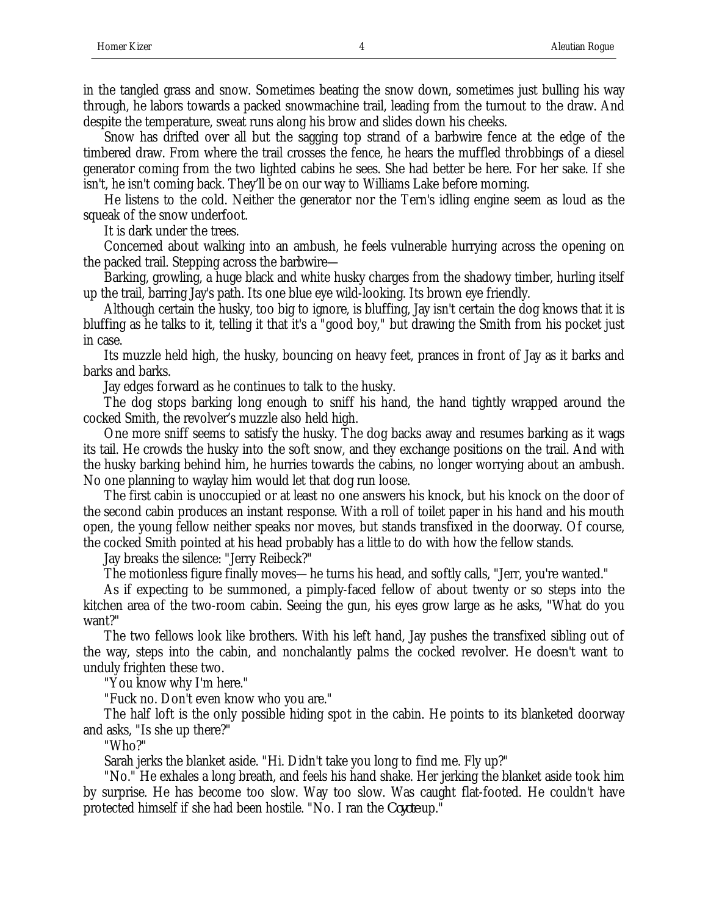in the tangled grass and snow. Sometimes beating the snow down, sometimes just bulling his way through, he labors towards a packed snowmachine trail, leading from the turnout to the draw. And despite the temperature, sweat runs along his brow and slides down his cheeks.

Snow has drifted over all but the sagging top strand of a barbwire fence at the edge of the timbered draw. From where the trail crosses the fence, he hears the muffled throbbings of a diesel generator coming from the two lighted cabins he sees. She had better be here. For her sake. If she isn't, he isn't coming back. They'll be on our way to Williams Lake before morning.

He listens to the cold. Neither the generator nor the Tern's idling engine seem as loud as the squeak of the snow underfoot.

It is dark under the trees.

Concerned about walking into an ambush, he feels vulnerable hurrying across the opening on the packed trail. Stepping across the barbwire—

Barking, growling, a huge black and white husky charges from the shadowy timber, hurling itself up the trail, barring Jay's path. Its one blue eye wild-looking. Its brown eye friendly.

Although certain the husky, too big to ignore, is bluffing, Jay isn't certain the dog knows that it is bluffing as he talks to it, telling it that it's a "good boy," but drawing the Smith from his pocket just in case.

Its muzzle held high, the husky, bouncing on heavy feet, prances in front of Jay as it barks and barks and barks.

Jay edges forward as he continues to talk to the husky.

The dog stops barking long enough to sniff his hand, the hand tightly wrapped around the cocked Smith, the revolver's muzzle also held high.

One more sniff seems to satisfy the husky. The dog backs away and resumes barking as it wags its tail. He crowds the husky into the soft snow, and they exchange positions on the trail. And with the husky barking behind him, he hurries towards the cabins, no longer worrying about an ambush. No one planning to waylay him would let that dog run loose.

The first cabin is unoccupied or at least no one answers his knock, but his knock on the door of the second cabin produces an instant response. With a roll of toilet paper in his hand and his mouth open, the young fellow neither speaks nor moves, but stands transfixed in the doorway. Of course, the cocked Smith pointed at his head probably has a little to do with how the fellow stands.

Jay breaks the silence: "Jerry Reibeck?"

The motionless figure finally moves—he turns his head, and softly calls, "Jerr, you're wanted."

As if expecting to be summoned, a pimply-faced fellow of about twenty or so steps into the kitchen area of the two-room cabin. Seeing the gun, his eyes grow large as he asks, "What do you want?"

The two fellows look like brothers. With his left hand, Jay pushes the transfixed sibling out of the way, steps into the cabin, and nonchalantly palms the cocked revolver. He doesn't want to unduly frighten these two.

"You know why I'm here."

"Fuck no. Don't even know who you are."

The half loft is the only possible hiding spot in the cabin. He points to its blanketed doorway and asks, "Is she up there?"

"Who?"

Sarah jerks the blanket aside. "Hi. Didn't take you long to find me. Fly up?"

"No." He exhales a long breath, and feels his hand shake. Her jerking the blanket aside took him by surprise. He has become too slow. Way too slow. Was caught flat-footed. He couldn't have protected himself if she had been hostile. "No. I ran the *Coyote* up."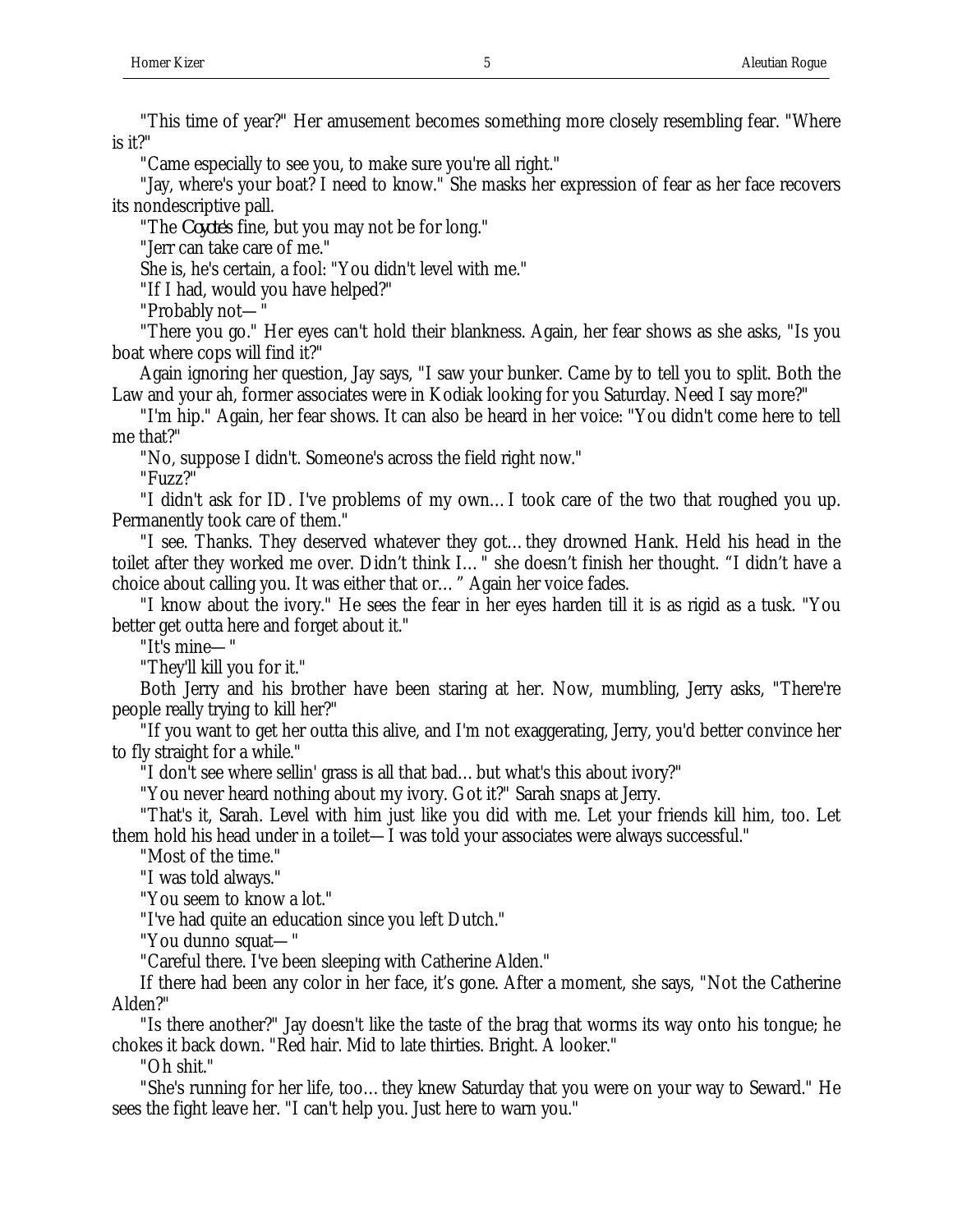"This time of year?" Her amusement becomes something more closely resembling fear. "Where is it?"

"Came especially to see you, to make sure you're all right."

"Jay, where's your boat? I need to know." She masks her expression of fear as her face recovers its nondescriptive pall.

"The *Coyote's* fine, but you may not be for long."

"Jerr can take care of me."

She is, he's certain, a fool: "You didn't level with me."

"If I had, would you have helped?"

"Probably not— "

"There you go." Her eyes can't hold their blankness. Again, her fear shows as she asks, "Is you boat where cops will find it?"

Again ignoring her question, Jay says, "I saw your bunker. Came by to tell you to split. Both the Law and your ah, former associates were in Kodiak looking for you Saturday. Need I say more?"

"I'm hip." Again, her fear shows. It can also be heard in her voice: "You didn't come here to tell me that?"

"No, suppose I didn't. Someone's across the field right now."

"Fuzz?"

"I didn't ask for ID. I've problems of my own… I took care of the two that roughed you up. Permanently took care of them."

"I see. Thanks. They deserved whatever they got… they drowned Hank. Held his head in the toilet after they worked me over. Didn't think I… " she doesn't finish her thought. "I didn't have a choice about calling you. It was either that or… " Again her voice fades.

"I know about the ivory." He sees the fear in her eyes harden till it is as rigid as a tusk. "You better get outta here and forget about it."

"It's mine— "

"They'll kill you for it."

Both Jerry and his brother have been staring at her. Now, mumbling, Jerry asks, "There're people really trying to kill her?"

"If you want to get her outta this alive, and I'm not exaggerating, Jerry, you'd better convince her to fly straight for a while."

"I don't see where sellin' grass is all that bad… but what's this about ivory?"

"You never heard nothing about my ivory. Got it?" Sarah snaps at Jerry.

"That's it, Sarah. Level with him just like you did with me. Let your friends kill him, too. Let them hold his head under in a toilet—I was told your associates were always successful."

"Most of the time."

"I was told always."

"You seem to know a lot."

"I've had quite an education since you left Dutch."

"You dunno squat— "

"Careful there. I've been sleeping with Catherine Alden."

If there had been any color in her face, it's gone. After a moment, she says, "Not the Catherine Alden?"

"Is there another?" Jay doesn't like the taste of the brag that worms its way onto his tongue; he chokes it back down. "Red hair. Mid to late thirties. Bright. A looker."

"Oh shit."

"She's running for her life, too… they knew Saturday that you were on your way to Seward." He sees the fight leave her. "I can't help you. Just here to warn you."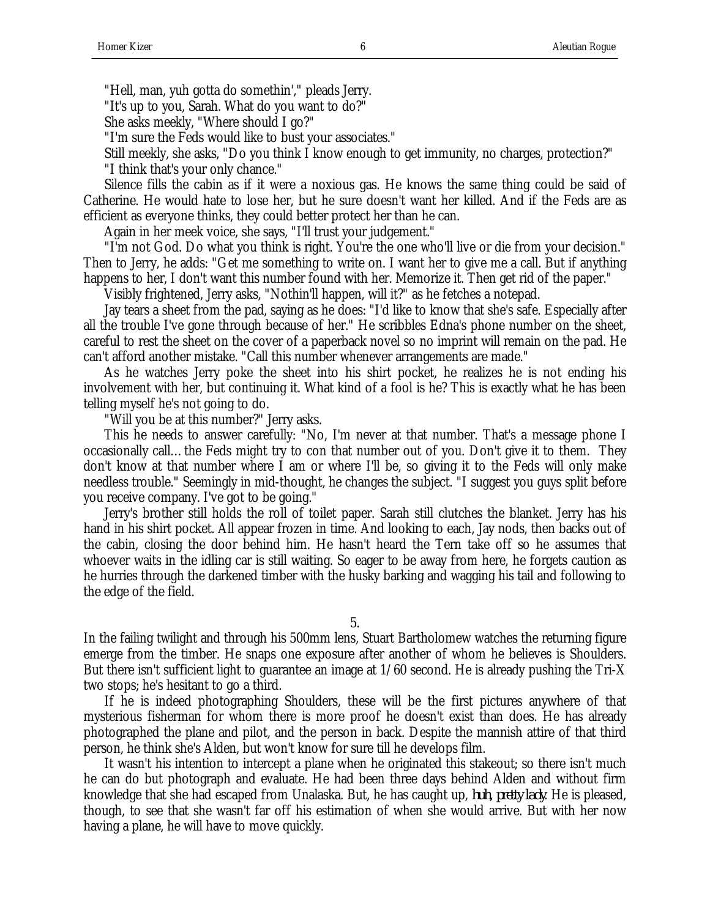"Hell, man, yuh gotta do somethin'," pleads Jerry.

"It's up to you, Sarah. What do you want to do?"

She asks meekly, "Where should I go?"

"I'm sure the Feds would like to bust your associates."

Still meekly, she asks, "Do you think I know enough to get immunity, no charges, protection?"

"I think that's your only chance."

Silence fills the cabin as if it were a noxious gas. He knows the same thing could be said of Catherine. He would hate to lose her, but he sure doesn't want her killed. And if the Feds are as efficient as everyone thinks, they could better protect her than he can.

Again in her meek voice, she says, "I'll trust your judgement."

"I'm not God. Do what you think is right. You're the one who'll live or die from your decision." Then to Jerry, he adds: "Get me something to write on. I want her to give me a call. But if anything happens to her, I don't want this number found with her. Memorize it. Then get rid of the paper."

Visibly frightened, Jerry asks, "Nothin'll happen, will it?" as he fetches a notepad.

Jay tears a sheet from the pad, saying as he does: "I'd like to know that she's safe. Especially after all the trouble I've gone through because of her." He scribbles Edna's phone number on the sheet, careful to rest the sheet on the cover of a paperback novel so no imprint will remain on the pad. He can't afford another mistake. "Call this number whenever arrangements are made."

As he watches Jerry poke the sheet into his shirt pocket, he realizes he is not ending his involvement with her, but continuing it. What kind of a fool is he? This is exactly what he has been telling myself he's not going to do.

"Will you be at this number?" Jerry asks.

This he needs to answer carefully: "No, I'm never at that number. That's a message phone I occasionally call... the Feds might try to con that number out of you. Don't give it to them. They don't know at that number where I am or where I'll be, so giving it to the Feds will only make needless trouble." Seemingly in mid-thought, he changes the subject. "I suggest you guys split before you receive company. I've got to be going."

Jerry's brother still holds the roll of toilet paper. Sarah still clutches the blanket. Jerry has his hand in his shirt pocket. All appear frozen in time. And looking to each, Jay nods, then backs out of the cabin, closing the door behind him. He hasn't heard the Tern take off so he assumes that whoever waits in the idling car is still waiting. So eager to be away from here, he forgets caution as he hurries through the darkened timber with the husky barking and wagging his tail and following to the edge of the field.

5.

In the failing twilight and through his 500mm lens, Stuart Bartholomew watches the returning figure emerge from the timber. He snaps one exposure after another of whom he believes is Shoulders. But there isn't sufficient light to guarantee an image at 1/60 second. He is already pushing the Tri-X two stops; he's hesitant to go a third.

If he is indeed photographing Shoulders, these will be the first pictures anywhere of that mysterious fisherman for whom there is more proof he doesn't exist than does. He has already photographed the plane and pilot, and the person in back. Despite the mannish attire of that third person, he think she's Alden, but won't know for sure till he develops film.

It wasn't his intention to intercept a plane when he originated this stakeout; so there isn't much he can do but photograph and evaluate. He had been three days behind Alden and without firm knowledge that she had escaped from Unalaska. But, he has caught up, ***huh, pretty lady***. He is pleased, though, to see that she wasn't far off his estimation of when she would arrive. But with her now having a plane, he will have to move quickly.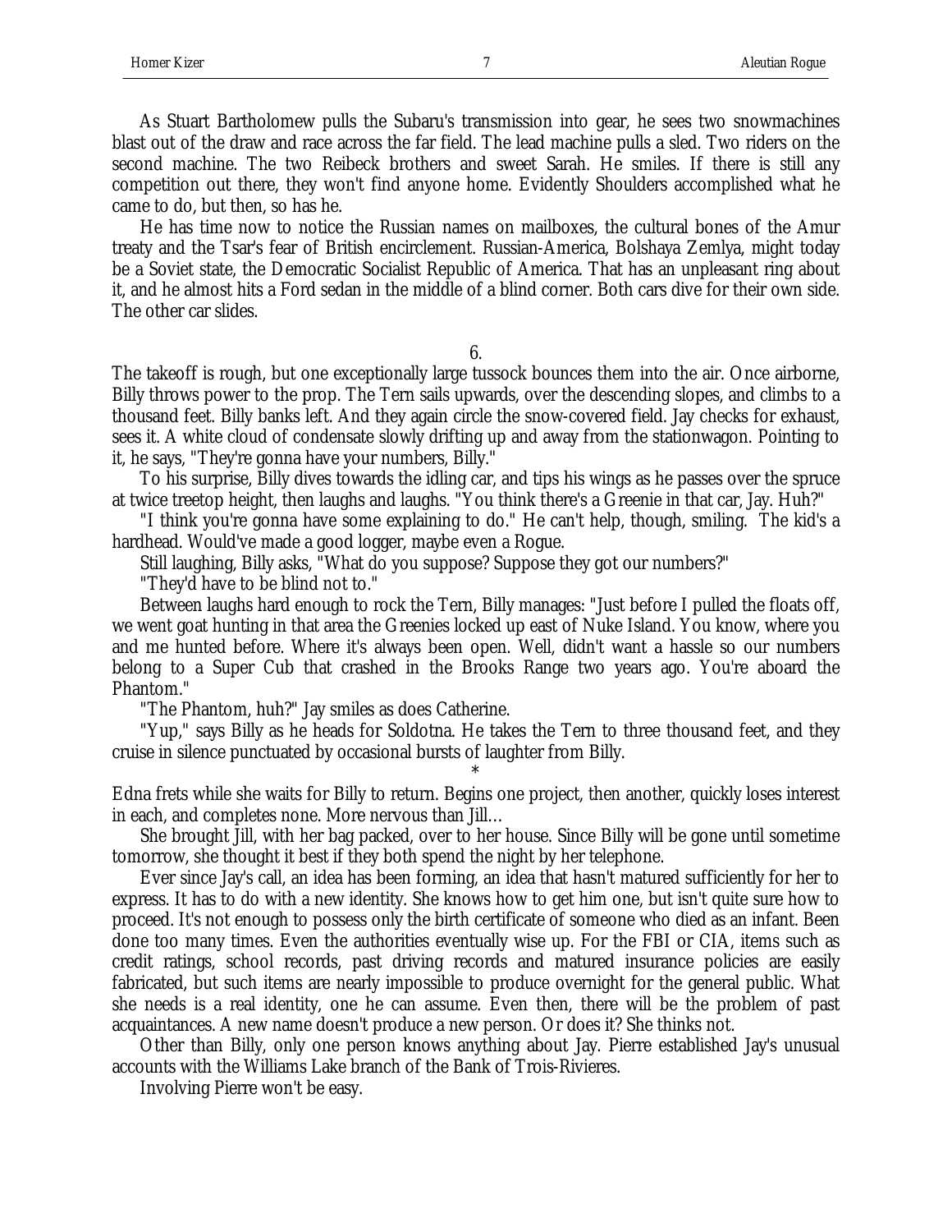As Stuart Bartholomew pulls the Subaru's transmission into gear, he sees two snowmachines blast out of the draw and race across the far field. The lead machine pulls a sled. Two riders on the second machine. The two Reibeck brothers and sweet Sarah. He smiles. If there is still any competition out there, they won't find anyone home. Evidently Shoulders accomplished what he came to do, but then, so has he.

He has time now to notice the Russian names on mailboxes, the cultural bones of the Amur treaty and the Tsar's fear of British encirclement. Russian-America, Bolshaya Zemlya, might today be a Soviet state, the Democratic Socialist Republic of America. That has an unpleasant ring about it, and he almost hits a Ford sedan in the middle of a blind corner. Both cars dive for their own side. The other car slides.

6.

The takeoff is rough, but one exceptionally large tussock bounces them into the air. Once airborne, Billy throws power to the prop. The Tern sails upwards, over the descending slopes, and climbs to a thousand feet. Billy banks left. And they again circle the snow-covered field. Jay checks for exhaust, sees it. A white cloud of condensate slowly drifting up and away from the stationwagon. Pointing to it, he says, "They're gonna have your numbers, Billy."

To his surprise, Billy dives towards the idling car, and tips his wings as he passes over the spruce at twice treetop height, then laughs and laughs. "You think there's a Greenie in that car, Jay. Huh?"

"I think you're gonna have some explaining to do." He can't help, though, smiling. The kid's a hardhead. Would've made a good logger, maybe even a Rogue.

Still laughing, Billy asks, "What do you suppose? Suppose they got our numbers?"

"They'd have to be blind not to."

Between laughs hard enough to rock the Tern, Billy manages: "Just before I pulled the floats off, we went goat hunting in that area the Greenies locked up east of Nuke Island. You know, where you and me hunted before. Where it's always been open. Well, didn't want a hassle so our numbers belong to a Super Cub that crashed in the Brooks Range two years ago. You're aboard the Phantom."

"The Phantom, huh?" Jay smiles as does Catherine.

"Yup," says Billy as he heads for Soldotna. He takes the Tern to three thousand feet, and they cruise in silence punctuated by occasional bursts of laughter from Billy.

*

Edna frets while she waits for Billy to return. Begins one project, then another, quickly loses interest in each, and completes none. More nervous than Jill…

She brought Jill, with her bag packed, over to her house. Since Billy will be gone until sometime tomorrow, she thought it best if they both spend the night by her telephone.

Ever since Jay's call, an idea has been forming, an idea that hasn't matured sufficiently for her to express. It has to do with a new identity. She knows how to get him one, but isn't quite sure how to proceed. It's not enough to possess only the birth certificate of someone who died as an infant. Been done too many times. Even the authorities eventually wise up. For the FBI or CIA, items such as credit ratings, school records, past driving records and matured insurance policies are easily fabricated, but such items are nearly impossible to produce overnight for the general public. What she needs is a real identity, one he can assume. Even then, there will be the problem of past acquaintances. A new name doesn't produce a new person. Or does it? She thinks not.

Other than Billy, only one person knows anything about Jay. Pierre established Jay's unusual accounts with the Williams Lake branch of the Bank of Trois-Rivieres.

Involving Pierre won't be easy.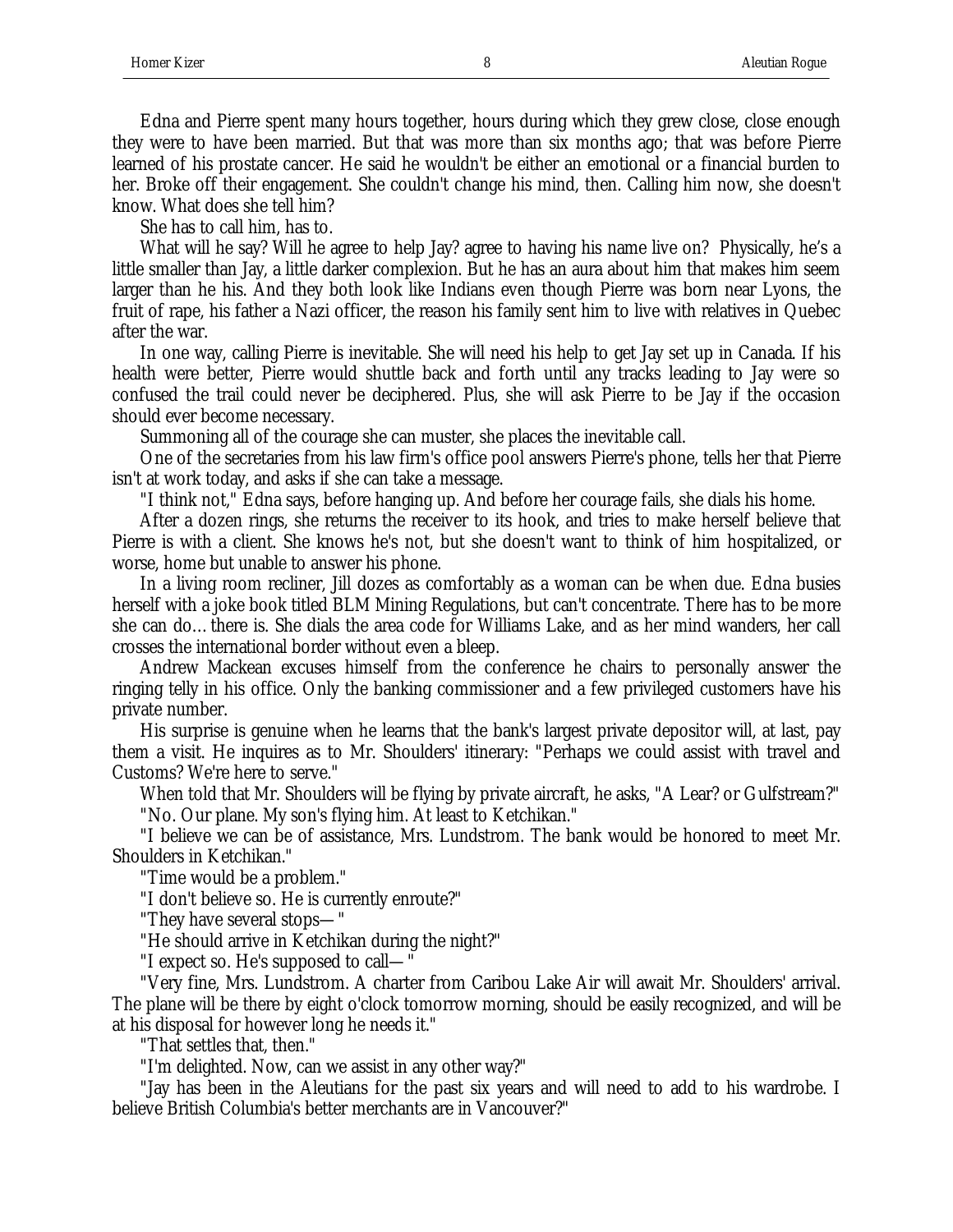Edna and Pierre spent many hours together, hours during which they grew close, close enough they were to have been married. But that was more than six months ago; that was before Pierre learned of his prostate cancer. He said he wouldn't be either an emotional or a financial burden to her. Broke off their engagement. She couldn't change his mind, then. Calling him now, she doesn't know. What does she tell him?

She has to call him, has to.

What will he say? Will he agree to help Jay? agree to having his name live on? Physically, he's a little smaller than Jay, a little darker complexion. But he has an aura about him that makes him seem larger than he his. And they both look like Indians even though Pierre was born near Lyons, the fruit of rape, his father a Nazi officer, the reason his family sent him to live with relatives in Quebec after the war.

In one way, calling Pierre is inevitable. She will need his help to get Jay set up in Canada. If his health were better, Pierre would shuttle back and forth until any tracks leading to Jay were so confused the trail could never be deciphered. Plus, she will ask Pierre to be Jay if the occasion should ever become necessary.

Summoning all of the courage she can muster, she places the inevitable call.

One of the secretaries from his law firm's office pool answers Pierre's phone, tells her that Pierre isn't at work today, and asks if she can take a message.

"I think not," Edna says, before hanging up. And before her courage fails, she dials his home.

After a dozen rings, she returns the receiver to its hook, and tries to make herself believe that Pierre is with a client. She knows he's not, but she doesn't want to think of him hospitalized, or worse, home but unable to answer his phone.

In a living room recliner, Jill dozes as comfortably as a woman can be when due. Edna busies herself with a joke book titled BLM Mining Regulations, but can't concentrate. There has to be more she can do… there is. She dials the area code for Williams Lake, and as her mind wanders, her call crosses the international border without even a bleep.

Andrew Mackean excuses himself from the conference he chairs to personally answer the ringing telly in his office. Only the banking commissioner and a few privileged customers have his private number.

His surprise is genuine when he learns that the bank's largest private depositor will, at last, pay them a visit. He inquires as to Mr. Shoulders' itinerary: "Perhaps we could assist with travel and Customs? We're here to serve."

When told that Mr. Shoulders will be flying by private aircraft, he asks, "A Lear? or Gulfstream?"

"No. Our plane. My son's flying him. At least to Ketchikan."

"I believe we can be of assistance, Mrs. Lundstrom. The bank would be honored to meet Mr. Shoulders in Ketchikan."

"Time would be a problem."

"I don't believe so. He is currently enroute?"

"They have several stops—"

"He should arrive in Ketchikan during the night?"

"I expect so. He's supposed to call—"

"Very fine, Mrs. Lundstrom. A charter from Caribou Lake Air will await Mr. Shoulders' arrival. The plane will be there by eight o'clock tomorrow morning, should be easily recognized, and will be at his disposal for however long he needs it."

"That settles that, then."

"I'm delighted. Now, can we assist in any other way?"

"Jay has been in the Aleutians for the past six years and will need to add to his wardrobe. I believe British Columbia's better merchants are in Vancouver?"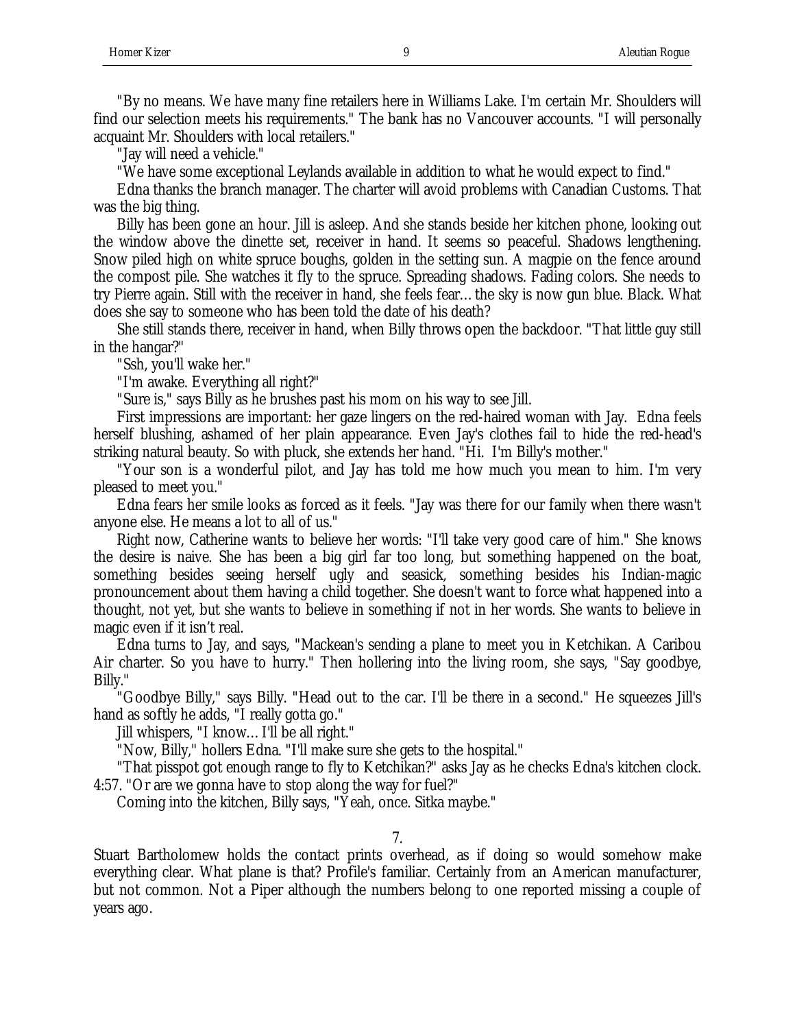"By no means. We have many fine retailers here in Williams Lake. I'm certain Mr. Shoulders will find our selection meets his requirements." The bank has no Vancouver accounts. "I will personally acquaint Mr. Shoulders with local retailers."

"Jay will need a vehicle."

"We have some exceptional Leylands available in addition to what he would expect to find."

Edna thanks the branch manager. The charter will avoid problems with Canadian Customs. That was the big thing.

Billy has been gone an hour. Jill is asleep. And she stands beside her kitchen phone, looking out the window above the dinette set, receiver in hand. It seems so peaceful. Shadows lengthening. Snow piled high on white spruce boughs, golden in the setting sun. A magpie on the fence around the compost pile. She watches it fly to the spruce. Spreading shadows. Fading colors. She needs to try Pierre again. Still with the receiver in hand, she feels fear… the sky is now gun blue. Black. What does she say to someone who has been told the date of his death?

She still stands there, receiver in hand, when Billy throws open the backdoor. "That little guy still in the hangar?"

"Ssh, you'll wake her."

"I'm awake. Everything all right?"

"Sure is," says Billy as he brushes past his mom on his way to see Jill.

First impressions are important: her gaze lingers on the red-haired woman with Jay. Edna feels herself blushing, ashamed of her plain appearance. Even Jay's clothes fail to hide the red-head's striking natural beauty. So with pluck, she extends her hand. "Hi. I'm Billy's mother."

"Your son is a wonderful pilot, and Jay has told me how much you mean to him. I'm very pleased to meet you."

Edna fears her smile looks as forced as it feels. "Jay was there for our family when there wasn't anyone else. He means a lot to all of us."

Right now, Catherine wants to believe her words: "I'll take very good care of him." She knows the desire is naive. She has been a big girl far too long, but something happened on the boat, something besides seeing herself ugly and seasick, something besides his Indian-magic pronouncement about them having a child together. She doesn't want to force what happened into a thought, not yet, but she wants to believe in something if not in her words. She wants to believe in magic even if it isn't real.

Edna turns to Jay, and says, "Mackean's sending a plane to meet you in Ketchikan. A Caribou Air charter. So you have to hurry." Then hollering into the living room, she says, "Say goodbye, Billy."

"Goodbye Billy," says Billy. "Head out to the car. I'll be there in a second." He squeezes Jill's hand as softly he adds, "I really gotta go."

Jill whispers, "I know… I'll be all right."

"Now, Billy," hollers Edna. "I'll make sure she gets to the hospital."

"That pisspot got enough range to fly to Ketchikan?" asks Jay as he checks Edna's kitchen clock. 4:57. "Or are we gonna have to stop along the way for fuel?"

Coming into the kitchen, Billy says, "Yeah, once. Sitka maybe."

7.

Stuart Bartholomew holds the contact prints overhead, as if doing so would somehow make everything clear. What plane is that? Profile's familiar. Certainly from an American manufacturer, but not common. Not a Piper although the numbers belong to one reported missing a couple of years ago.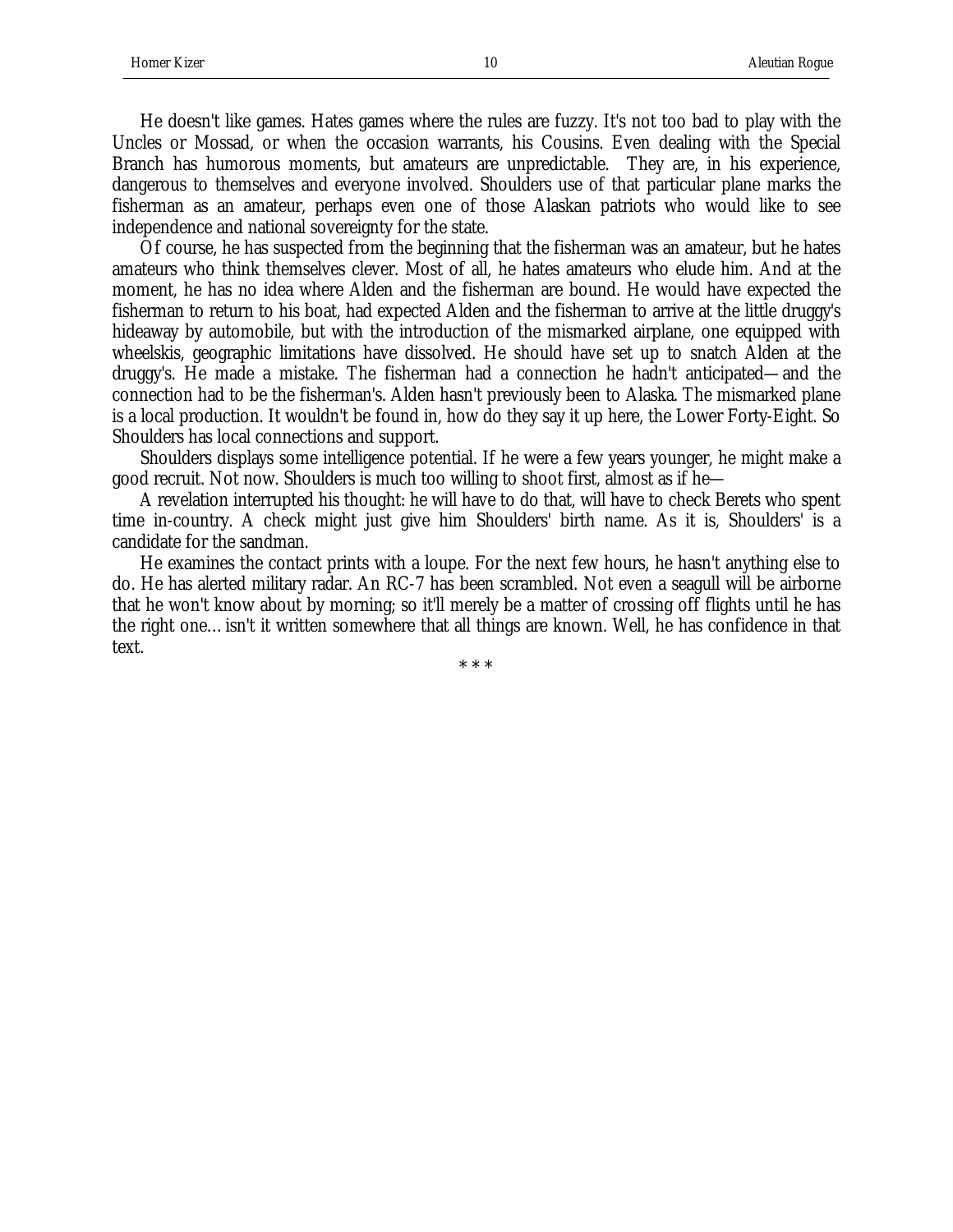He doesn't like games. Hates games where the rules are fuzzy. It's not too bad to play with the Uncles or Mossad, or when the occasion warrants, his Cousins. Even dealing with the Special Branch has humorous moments, but amateurs are unpredictable. They are, in his experience, dangerous to themselves and everyone involved. Shoulders use of that particular plane marks the fisherman as an amateur, perhaps even one of those Alaskan patriots who would like to see independence and national sovereignty for the state.

Of course, he has suspected from the beginning that the fisherman was an amateur, but he hates amateurs who think themselves clever. Most of all, he hates amateurs who elude him. And at the moment, he has no idea where Alden and the fisherman are bound. He would have expected the fisherman to return to his boat, had expected Alden and the fisherman to arrive at the little druggy's hideaway by automobile, but with the introduction of the mismarked airplane, one equipped with wheelskis, geographic limitations have dissolved. He should have set up to snatch Alden at the druggy's. He made a mistake. The fisherman had a connection he hadn't anticipated—and the connection had to be the fisherman's. Alden hasn't previously been to Alaska. The mismarked plane is a local production. It wouldn't be found in, how do they say it up here, the Lower Forty-Eight. So Shoulders has local connections and support.

Shoulders displays some intelligence potential. If he were a few years younger, he might make a good recruit. Not now. Shoulders is much too willing to shoot first, almost as if he—

A revelation interrupted his thought: he will have to do that, will have to check Berets who spent time in-country. A check might just give him Shoulders' birth name. As it is, Shoulders' is a candidate for the sandman.

He examines the contact prints with a loupe. For the next few hours, he hasn't anything else to do. He has alerted military radar. An RC-7 has been scrambled. Not even a seagull will be airborne that he won't know about by morning; so it'll merely be a matter of crossing off flights until he has the right one… isn't it written somewhere that all things are known. Well, he has confidence in that text.

* * *